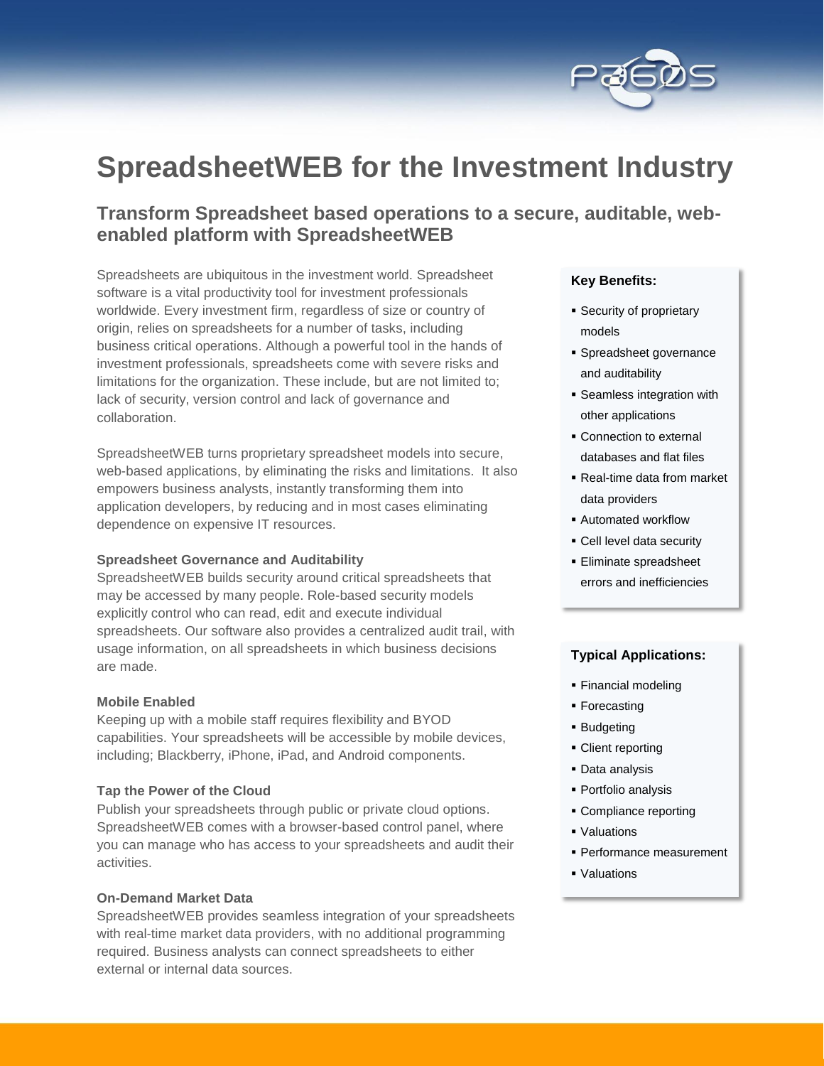# SpreadsheetWEB for the Investment Industry

## Transform Spreadsheet based operations to a secure, auditable, web-enabled platform with SpreadsheetWEB

Spreadsheets are ubiquitous in the investment world. Spreadsheet software is a vital productivity tool for investment professionals worldwide. Every investment firm, regardless of size or country of origin, relies on spreadsheets for a number of tasks, including business critical operations. Although a powerful tool in the hands of investment professionals, spreadsheets come with severe risks and limitations for the organization. These include, but are not limited to; lack of security, version control and lack of governance and collaboration.

SpreadsheetWEB turns proprietary spreadsheet models into secure, web-based applications, by eliminating the risks and limitations. It also empowers business analysts, instantly transforming them into application developers, by reducing and in most cases eliminating dependence on expensive IT resources.

### Spreadsheet Governance and Auditability

SpreadsheetWEB builds security around critical spreadsheets that may be accessed by many people. Role-based security models explicitly control who can read, edit and execute individual spreadsheets. Our software also provides a centralized audit trail, with usage information, on all spreadsheets in which business decisions are made.

### Mobile Enabled

Keeping up with a mobile staff requires flexibility and BYOD capabilities. Your spreadsheets will be accessible by mobile devices, including; Blackberry, iPhone, iPad, and Android components.

### Tap the Power of the Cloud

Publish your spreadsheets through public or private cloud options. SpreadsheetWEB comes with a browser-based control panel, where you can manage who has access to your spreadsheets and audit their activities.

### On-Demand Market Data

SpreadsheetWEB provides seamless integration of your spreadsheets with real-time market data providers, with no additional programming required. Business analysts can connect spreadsheets to either external or internal data sources.

**Key Benefits:**

- Security of proprietary models
- Spreadsheet governance and auditability
- Seamless integration with other applications
- Connection to external databases and flat files
- Real-time data from market data providers
- Automated workflow
- Cell level data security
- Eliminate spreadsheet errors and inefficiencies

**Typical Applications:**

- Financial modeling
- Forecasting
- Budgeting
- Client reporting
- Data analysis
- Portfolio analysis
- Compliance reporting
- Valuations
- Performance measurement
- Valuations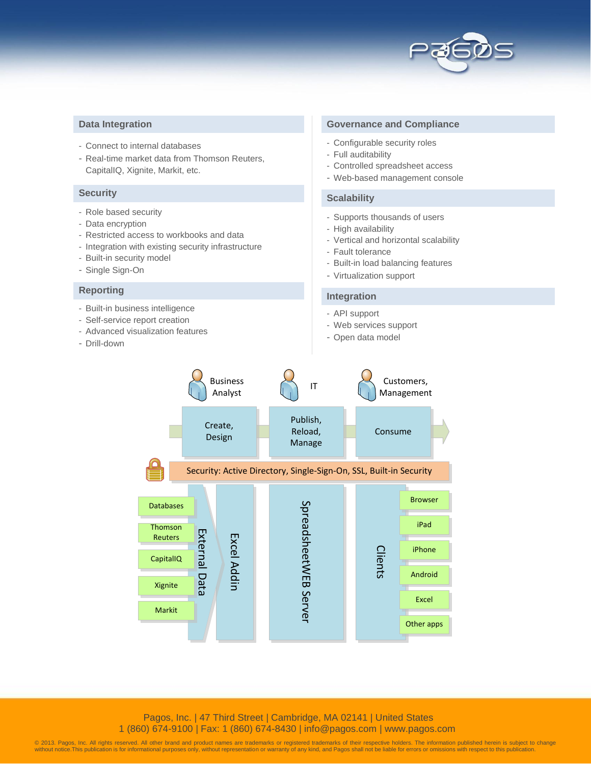## Data Integration

- Connect to internal databases
- Real-time market data from Thomson Reuters, CapitalIQ, Xignite, Markit, etc.

## Security

- Role based security
- Data encryption
- Restricted access to workbooks and data
- Integration with existing security infrastructure
- Built-in security model
- Single Sign-On

## Reporting

- Built-in business intelligence
- Self-service report creation
- Advanced visualization features
- Drill-down

## Governance and Compliance

- Configurable security roles
- Full auditability
- Controlled spreadsheet access
- Web-based management console

## Scalability

- Supports thousands of users
- High availability
- Vertical and horizontal scalability
- Fault tolerance
- Built-in load balancing features
- Virtualization support

## Integration

- API support
- Web services support
- Open data model

Business Analyst
IT
Customers, Management

Create, Design
Publish, Reload, Manage
Consume

Security: Active Directory, Single-Sign-On, SSL, Built-in Security

Databases
Thomson Reuters
CapitalIQ
Xignite
Markit
External Data
Excel Addin
SpreadsheetWEB Server
Clients
Browser
iPad
iPhone
Android
Excel
Other apps

Pagos, Inc. | 47 Third Street | Cambridge, MA 02141 | United States
1 (860) 674-9100 | Fax: 1 (860) 674-8430 | info@pagos.com | www.pagos.com

© 2013. Pagos, Inc. All rights reserved. All other brand and product names are trademarks or registered trademarks of their respective holders. The information published herein is subject to change without notice.This publication is for informational purposes only, without representation or warranty of any kind, and Pagos shall not be liable for errors or omissions with respect to this publication.